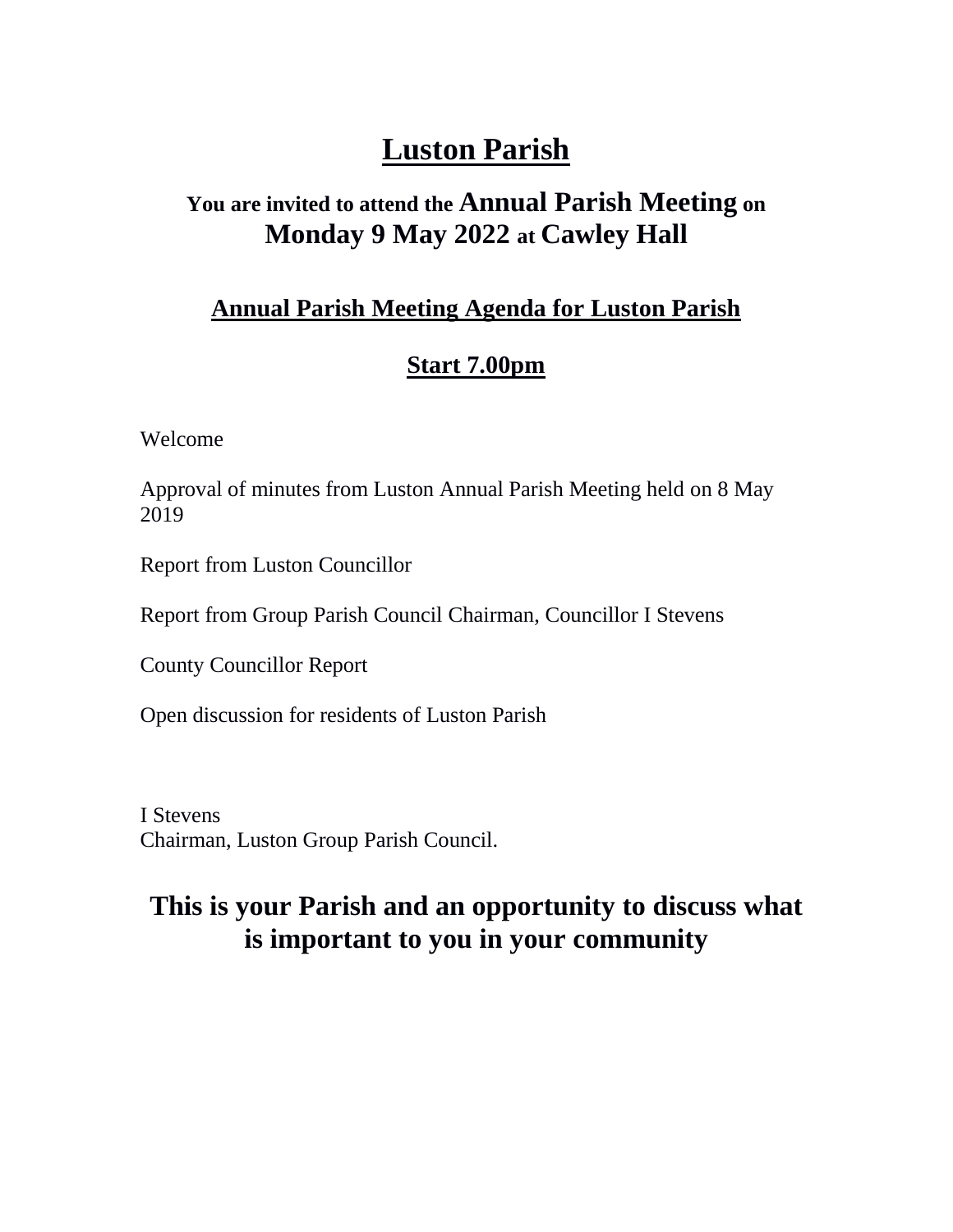# Luston Parish

## You are invited to attend the Annual Parish Meeting on Monday 9 May 2022 at Cawley Hall

### Annual Parish Meeting Agenda for Luston Parish

### Start 7.00pm

Welcome

Approval of minutes from Luston Annual Parish Meeting held on 8 May 2019

Report from Luston Councillor

Report from Group Parish Council Chairman, Councillor I Stevens

County Councillor Report

Open discussion for residents of Luston Parish

I Stevens
Chairman, Luston Group Parish Council.

**This is your Parish and an opportunity to discuss what is important to you in your community**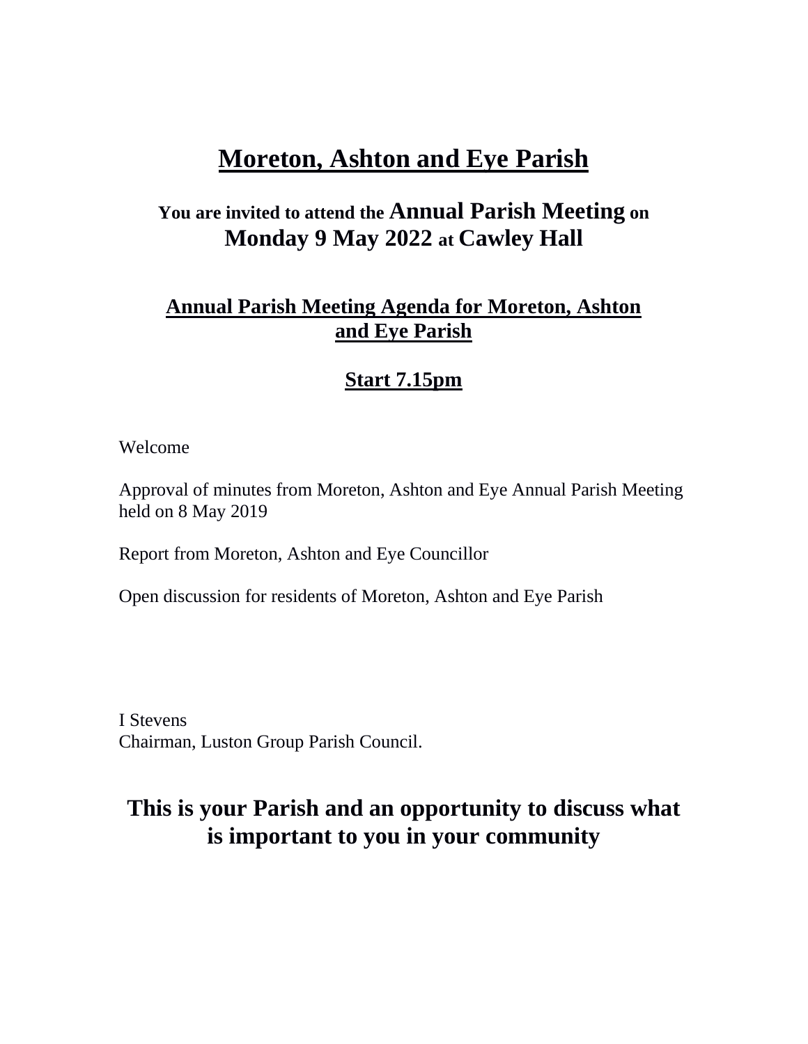# Moreton, Ashton and Eye Parish

## You are invited to attend the Annual Parish Meeting on Monday 9 May 2022 at Cawley Hall

## Annual Parish Meeting Agenda for Moreton, Ashton and Eye Parish

## Start 7.15pm

Welcome

Approval of minutes from Moreton, Ashton and Eye Annual Parish Meeting held on 8 May 2019

Report from Moreton, Ashton and Eye Councillor

Open discussion for residents of Moreton, Ashton and Eye Parish

I Stevens
Chairman, Luston Group Parish Council.

## This is your Parish and an opportunity to discuss what is important to you in your community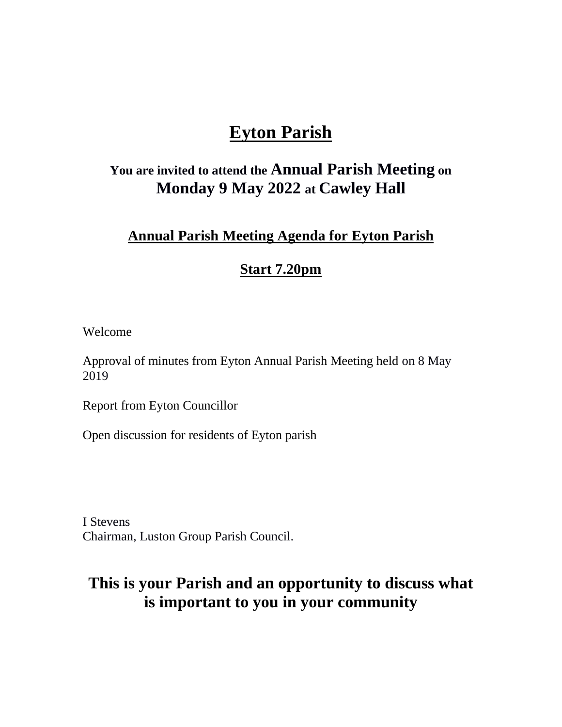# Eyton Parish

## You are invited to attend the Annual Parish Meeting on Monday 9 May 2022 at Cawley Hall

### Annual Parish Meeting Agenda for Eyton Parish

### Start 7.20pm

Welcome

Approval of minutes from Eyton Annual Parish Meeting held on 8 May 2019

Report from Eyton Councillor

Open discussion for residents of Eyton parish

I Stevens
Chairman, Luston Group Parish Council.

## This is your Parish and an opportunity to discuss what is important to you in your community